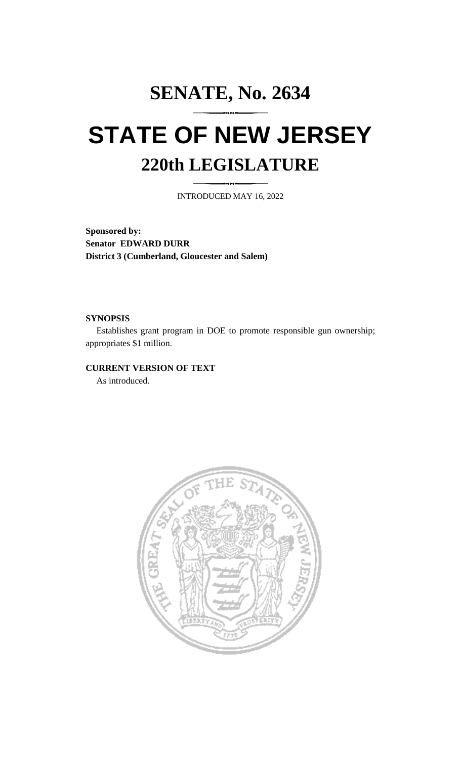# SENATE, No. 2634

# STATE OF NEW JERSEY

## 220th LEGISLATURE

INTRODUCED MAY 16, 2022

**Sponsored by:**
**Senator EDWARD DURR**
**District 3 (Cumberland, Gloucester and Salem)**

**SYNOPSIS**

Establishes grant program in DOE to promote responsible gun ownership; appropriates $1 million.

**CURRENT VERSION OF TEXT**

As introduced.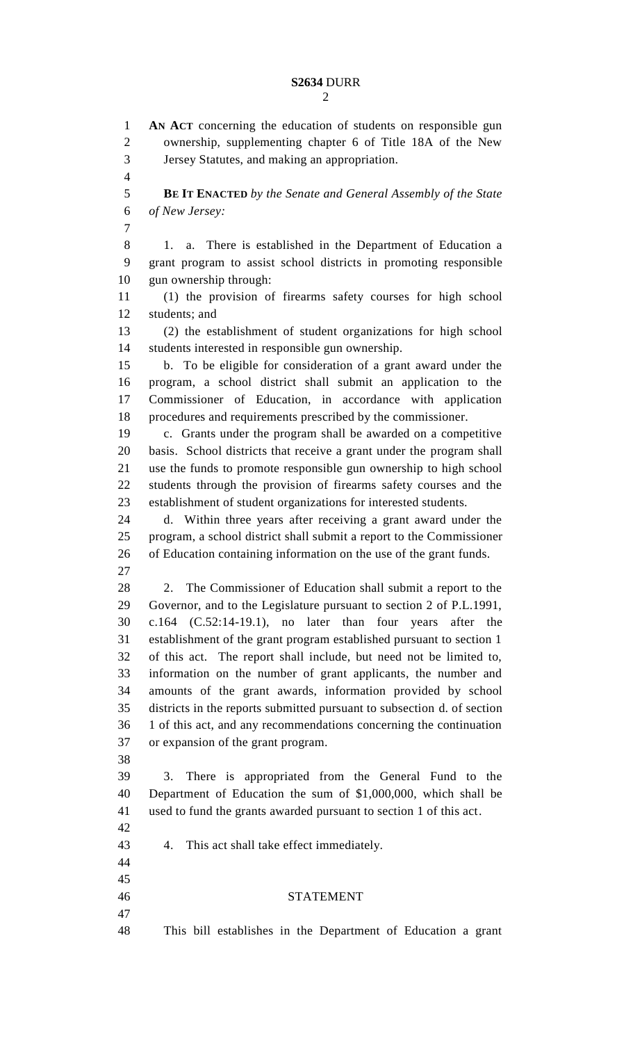**AN ACT** concerning the education of students on responsible gun ownership, supplementing chapter 6 of Title 18A of the New Jersey Statutes, and making an appropriation.

**BE IT ENACTED** *by the Senate and General Assembly of the State of New Jersey:*

1. a. There is established in the Department of Education a grant program to assist school districts in promoting responsible gun ownership through:

(1) the provision of firearms safety courses for high school students; and

(2) the establishment of student organizations for high school students interested in responsible gun ownership.

b. To be eligible for consideration of a grant award under the program, a school district shall submit an application to the Commissioner of Education, in accordance with application procedures and requirements prescribed by the commissioner.

c. Grants under the program shall be awarded on a competitive basis. School districts that receive a grant under the program shall use the funds to promote responsible gun ownership to high school students through the provision of firearms safety courses and the establishment of student organizations for interested students.

d. Within three years after receiving a grant award under the program, a school district shall submit a report to the Commissioner of Education containing information on the use of the grant funds.

2. The Commissioner of Education shall submit a report to the Governor, and to the Legislature pursuant to section 2 of P.L.1991, c.164 (C.52:14-19.1), no later than four years after the establishment of the grant program established pursuant to section 1 of this act. The report shall include, but need not be limited to, information on the number of grant applicants, the number and amounts of the grant awards, information provided by school districts in the reports submitted pursuant to subsection d. of section 1 of this act, and any recommendations concerning the continuation or expansion of the grant program.

3. There is appropriated from the General Fund to the Department of Education the sum of $1,000,000, which shall be used to fund the grants awarded pursuant to section 1 of this act.

4. This act shall take effect immediately.

## STATEMENT

This bill establishes in the Department of Education a grant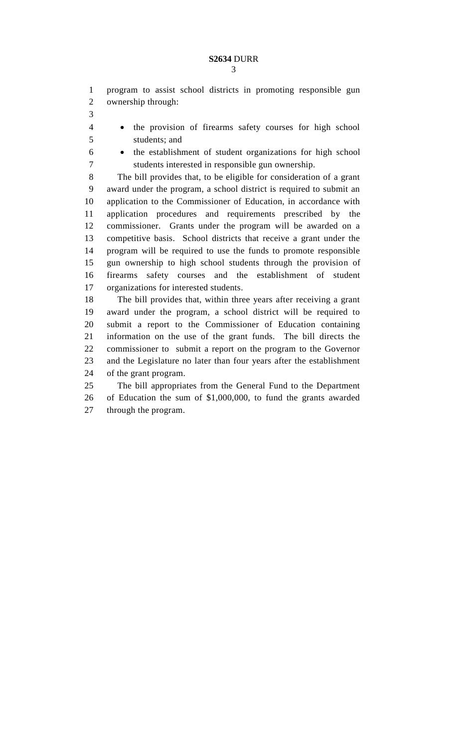program to assist school districts in promoting responsible gun ownership through:

- the provision of firearms safety courses for high school students; and
- the establishment of student organizations for high school students interested in responsible gun ownership.

The bill provides that, to be eligible for consideration of a grant award under the program, a school district is required to submit an application to the Commissioner of Education, in accordance with application procedures and requirements prescribed by the commissioner. Grants under the program will be awarded on a competitive basis. School districts that receive a grant under the program will be required to use the funds to promote responsible gun ownership to high school students through the provision of firearms safety courses and the establishment of student organizations for interested students.

The bill provides that, within three years after receiving a grant award under the program, a school district will be required to submit a report to the Commissioner of Education containing information on the use of the grant funds. The bill directs the commissioner to submit a report on the program to the Governor and the Legislature no later than four years after the establishment of the grant program.

The bill appropriates from the General Fund to the Department of Education the sum of $1,000,000, to fund the grants awarded through the program.